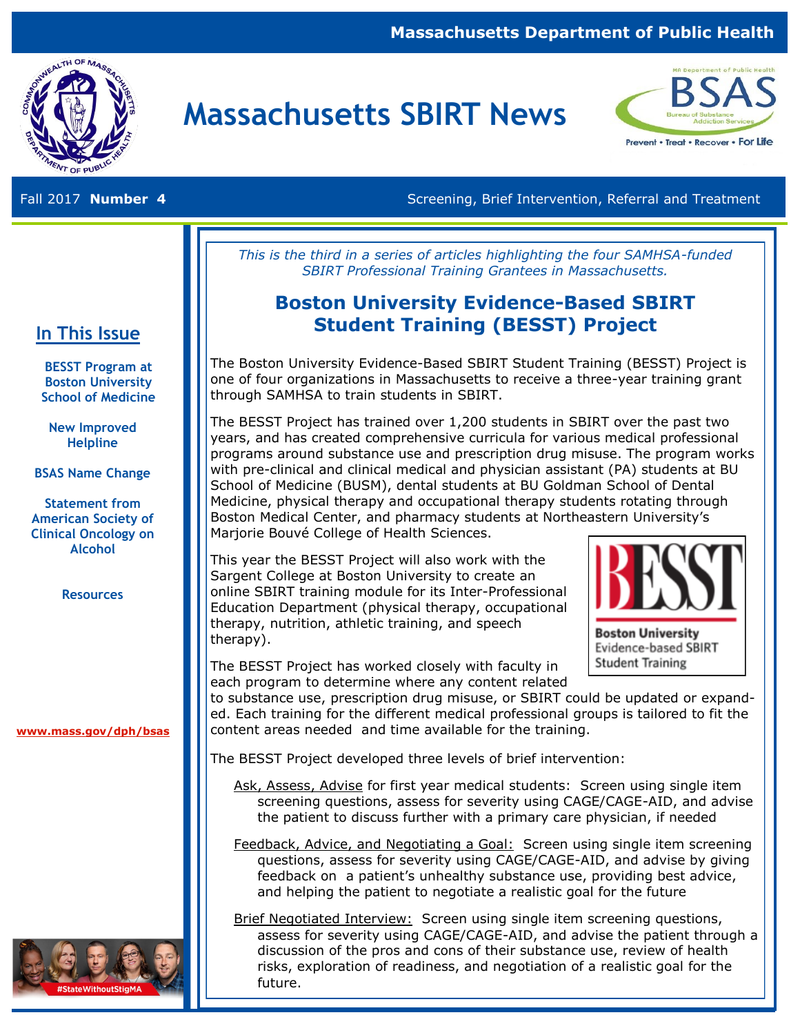Massachusetts Department of Public Health

# Massachusetts SBIRT News

Fall 2017 **Number 4**

Screening, Brief Intervention, Referral and Treatment

## In This Issue

**BESST Program at Boston University School of Medicine**

**New Improved Helpline**

**BSAS Name Change**

**Statement from American Society of Clinical Oncology on Alcohol**

**Resources**

**www.mass.gov/dph/bsas**

#StateWithoutStigMA

*This is the third in a series of articles highlighting the four SAMHSA-funded SBIRT Professional Training Grantees in Massachusetts.*

## Boston University Evidence-Based SBIRT Student Training (BESST) Project

The Boston University Evidence-Based SBIRT Student Training (BESST) Project is one of four organizations in Massachusetts to receive a three-year training grant through SAMHSA to train students in SBIRT.

The BESST Project has trained over 1,200 students in SBIRT over the past two years, and has created comprehensive curricula for various medical professional programs around substance use and prescription drug misuse. The program works with pre-clinical and clinical medical and physician assistant (PA) students at BU School of Medicine (BUSM), dental students at BU Goldman School of Dental Medicine, physical therapy and occupational therapy students rotating through Boston Medical Center, and pharmacy students at Northeastern University's Marjorie Bouvé College of Health Sciences.

This year the BESST Project will also work with the Sargent College at Boston University to create an online SBIRT training module for its Inter-Professional Education Department (physical therapy, occupational therapy, nutrition, athletic training, and speech therapy).

BESST
Boston University Evidence-based SBIRT Student Training

The BESST Project has worked closely with faculty in each program to determine where any content related to substance use, prescription drug misuse, or SBIRT could be updated or expanded. Each training for the different medical professional groups is tailored to fit the content areas needed and time available for the training.

The BESST Project developed three levels of brief intervention:

- Ask, Assess, Advise for first year medical students: Screen using single item screening questions, assess for severity using CAGE/CAGE-AID, and advise the patient to discuss further with a primary care physician, if needed
- Feedback, Advice, and Negotiating a Goal: Screen using single item screening questions, assess for severity using CAGE/CAGE-AID, and advise by giving feedback on a patient's unhealthy substance use, providing best advice, and helping the patient to negotiate a realistic goal for the future
- Brief Negotiated Interview: Screen using single item screening questions, assess for severity using CAGE/CAGE-AID, and advise the patient through a discussion of the pros and cons of their substance use, review of health risks, exploration of readiness, and negotiation of a realistic goal for the future.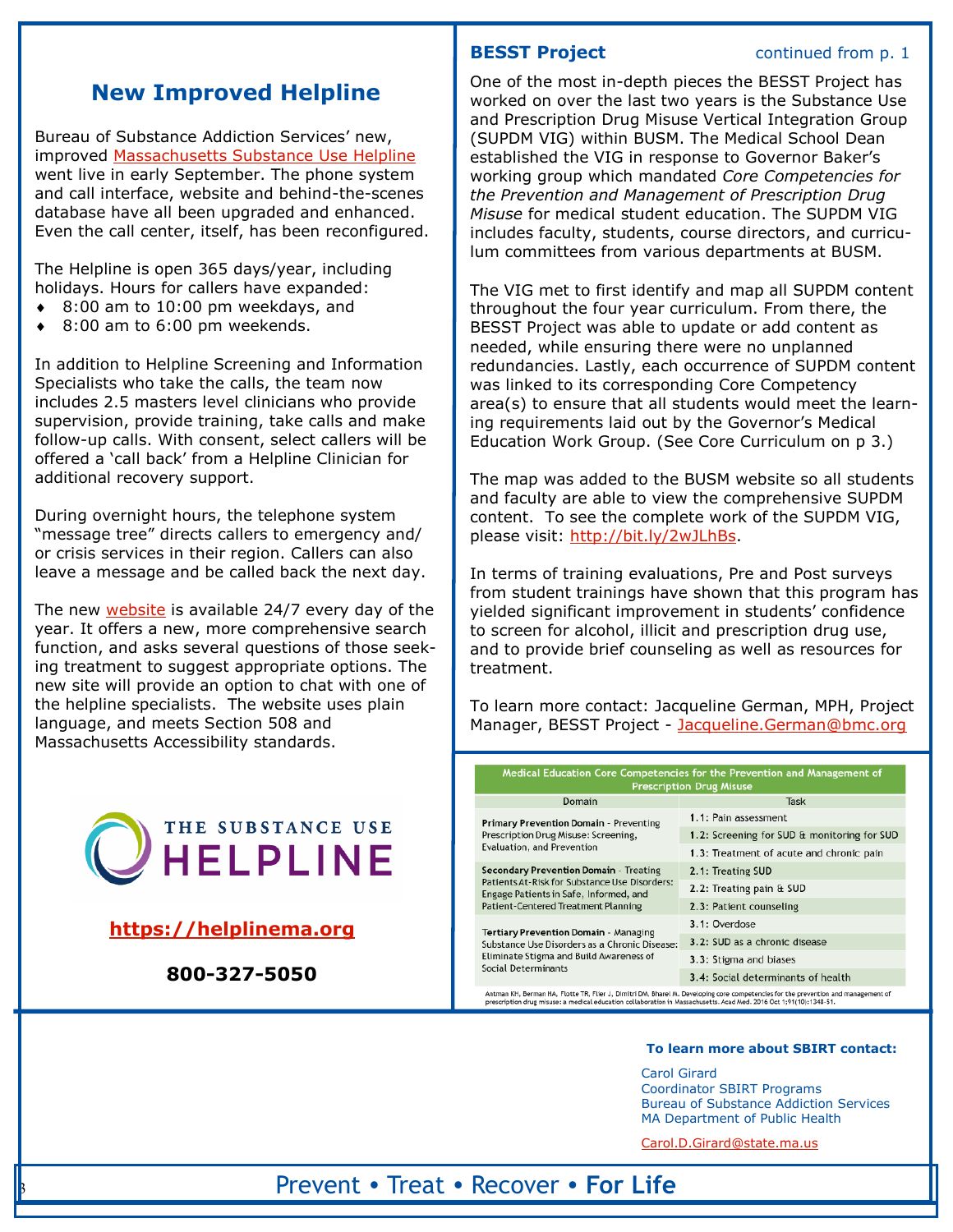## New Improved Helpline

Bureau of Substance Addiction Services' new, improved Massachusetts Substance Use Helpline went live in early September. The phone system and call interface, website and behind-the-scenes database have all been upgraded and enhanced. Even the call center, itself, has been reconfigured.

The Helpline is open 365 days/year, including holidays. Hours for callers have expanded:

- 8:00 am to 10:00 pm weekdays, and
- 8:00 am to 6:00 pm weekends.

In addition to Helpline Screening and Information Specialists who take the calls, the team now includes 2.5 masters level clinicians who provide supervision, provide training, take calls and make follow-up calls. With consent, select callers will be offered a 'call back' from a Helpline Clinician for additional recovery support.

During overnight hours, the telephone system "message tree" directs callers to emergency and/or crisis services in their region. Callers can also leave a message and be called back the next day.

The new website is available 24/7 every day of the year. It offers a new, more comprehensive search function, and asks several questions of those seeking treatment to suggest appropriate options. The new site will provide an option to chat with one of the helpline specialists. The website uses plain language, and meets Section 508 and Massachusetts Accessibility standards.

THE SUBSTANCE USE HELPLINE

**https://helplinema.org**

**800-327-5050**

## BESST Project

continued from p. 1

One of the most in-depth pieces the BESST Project has worked on over the last two years is the Substance Use and Prescription Drug Misuse Vertical Integration Group (SUPDM VIG) within BUSM. The Medical School Dean established the VIG in response to Governor Baker's working group which mandated *Core Competencies for the Prevention and Management of Prescription Drug Misuse* for medical student education. The SUPDM VIG includes faculty, students, course directors, and curriculum committees from various departments at BUSM.

The VIG met to first identify and map all SUPDM content throughout the four year curriculum. From there, the BESST Project was able to update or add content as needed, while ensuring there were no unplanned redundancies. Lastly, each occurrence of SUPDM content was linked to its corresponding Core Competency area(s) to ensure that all students would meet the learning requirements laid out by the Governor's Medical Education Work Group. (See Core Curriculum on p 3.)

The map was added to the BUSM website so all students and faculty are able to view the comprehensive SUPDM content. To see the complete work of the SUPDM VIG, please visit: http://bit.ly/2wJLhBs.

In terms of training evaluations, Pre and Post surveys from student trainings have shown that this program has yielded significant improvement in students' confidence to screen for alcohol, illicit and prescription drug use, and to provide brief counseling as well as resources for treatment.

To learn more contact: Jacqueline German, MPH, Project Manager, BESST Project - Jacqueline.German@bmc.org

**Medical Education Core Competencies for the Prevention and Management of Prescription Drug Misuse**

| Domain | Task |
|---|---|
| **Primary Prevention Domain** - Preventing Prescription Drug Misuse: Screening, Evaluation, and Prevention | **1.1:** Pain assessment |
| | **1.2:** Screening for SUD & monitoring for SUD |
| | **1.3:** Treatment of acute and chronic pain |
| **Secondary Prevention Domain** - Treating Patients At-Risk for Substance Use Disorders: Engage Patients in Safe, Informed, and Patient-Centered Treatment Planning | **2.1:** Treating SUD |
| | **2.2:** Treating pain & SUD |
| | **2.3:** Patient counseling |
| **Tertiary Prevention Domain** - Managing Substance Use Disorders as a Chronic Disease: Eliminate Stigma and Build Awareness of Social Determinants | **3.1:** Overdose |
| | **3.2:** SUD as a chronic disease |
| | **3.3:** Stigma and biases |
| | **3.4:** Social determinants of health |

Antman KH, Berman HA, Flotte TR, Flier J, Dimitri DM, Bharel M. Developing core competencies for the prevention and management of prescription drug misuse: a medical education collaboration in Massachusetts. Acad Med. 2016 Oct 1;91(10):1348-51.

**To learn more about SBIRT contact:**

Carol Girard
Coordinator SBIRT Programs
Bureau of Substance Addiction Services
MA Department of Public Health

Carol.D.Girard@state.ma.us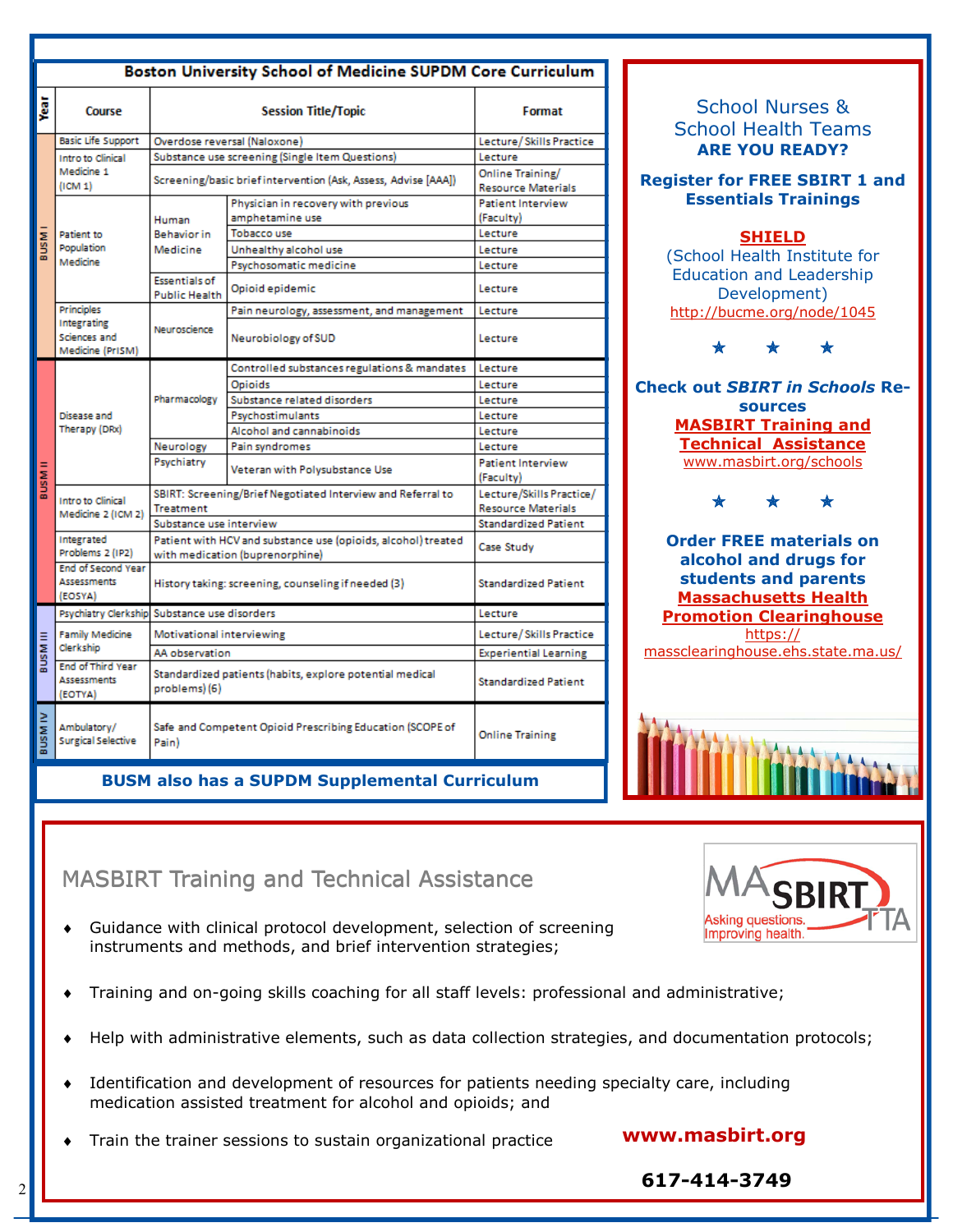## Boston University School of Medicine SUPDM Core Curriculum

| Year | Course | Session Title/Topic | | Format |
|---|---|---|---|---|
| BUSM I | Basic Life Support | Overdose reversal (Naloxone) | | Lecture/Skills Practice |
| BUSM I | Intro to Clinical Medicine 1 (ICM 1) | Substance use screening (Single Item Questions) | | Lecture |
| BUSM I | Intro to Clinical Medicine 1 (ICM 1) | Screening/basic brief intervention (Ask, Assess, Advise [AAA]) | | Online Training/ Resource Materials |
| BUSM I | Patient to Population Medicine | Human Behavior in Medicine | Physician in recovery with previous amphetamine use | Patient Interview (Faculty) |
| BUSM I | Patient to Population Medicine | Human Behavior in Medicine | Tobacco use | Lecture |
| BUSM I | Patient to Population Medicine | Human Behavior in Medicine | Unhealthy alcohol use | Lecture |
| BUSM I | Patient to Population Medicine | Human Behavior in Medicine | Psychosomatic medicine | Lecture |
| BUSM I | Patient to Population Medicine | Essentials of Public Health | Opioid epidemic | Lecture |
| BUSM I | Principles Integrating Sciences and Medicine (PrISM) | Neuroscience | Pain neurology, assessment, and management | Lecture |
| BUSM I | Principles Integrating Sciences and Medicine (PrISM) | Neuroscience | Neurobiology of SUD | Lecture |
| BUSM II | Disease and Therapy (DRx) | Pharmacology | Controlled substances regulations & mandates | Lecture |
| BUSM II | Disease and Therapy (DRx) | Pharmacology | Opioids | Lecture |
| BUSM II | Disease and Therapy (DRx) | Pharmacology | Substance related disorders | Lecture |
| BUSM II | Disease and Therapy (DRx) | Pharmacology | Psychostimulants | Lecture |
| BUSM II | Disease and Therapy (DRx) | Pharmacology | Alcohol and cannabinoids | Lecture |
| BUSM II | Disease and Therapy (DRx) | Neurology | Pain syndromes | Lecture |
| BUSM II | Disease and Therapy (DRx) | Psychiatry | Veteran with Polysubstance Use | Patient Interview (Faculty) |
| BUSM II | Intro to Clinical Medicine 2 (ICM 2) | SBIRT: Screening/Brief Negotiated Interview and Referral to Treatment | | Lecture/Skills Practice/ Resource Materials |
| BUSM II | Intro to Clinical Medicine 2 (ICM 2) | Substance use interview | | Standardized Patient |
| BUSM II | Integrated Problems 2 (IP2) | Patient with HCV and substance use (opioids, alcohol) treated with medication (buprenorphine) | | Case Study |
| BUSM II | End of Second Year Assessments (EOSYA) | History taking: screening, counseling if needed (3) | | Standardized Patient |
| BUSM III | Psychiatry Clerkship | Substance use disorders | | Lecture |
| BUSM III | Family Medicine Clerkship | Motivational interviewing | | Lecture/Skills Practice |
| BUSM III | Family Medicine Clerkship | AA observation | | Experiential Learning |
| BUSM III | End of Third Year Assessments (EOTYA) | Standardized patients (habits, explore potential medical problems) (6) | | Standardized Patient |
| BUSM IV | Ambulatory/ Surgical Selective | Safe and Competent Opioid Prescribing Education (SCOPE of Pain) | | Online Training |

**BUSM also has a SUPDM Supplemental Curriculum**

School Nurses & School Health Teams
**ARE YOU READY?**

**Register for FREE SBIRT 1 and Essentials Trainings**

**SHIELD**
(School Health Institute for Education and Leadership Development)
http://bucme.org/node/1045

★ ★ ★

**Check out *SBIRT in Schools* Resources**
**MASBIRT Training and Technical Assistance**
www.masbirt.org/schools

★ ★ ★

**Order FREE materials on alcohol and drugs for students and parents**
**Massachusetts Health Promotion Clearinghouse**
https://massclearinghouse.ehs.state.ma.us/

## MASBIRT Training and Technical Assistance

MASBIRT TTA — Asking questions. Improving health.

- Guidance with clinical protocol development, selection of screening instruments and methods, and brief intervention strategies;
- Training and on-going skills coaching for all staff levels: professional and administrative;
- Help with administrative elements, such as data collection strategies, and documentation protocols;
- Identification and development of resources for patients needing specialty care, including medication assisted treatment for alcohol and opioids; and
- Train the trainer sessions to sustain organizational practice

**www.masbirt.org**

**617-414-3749**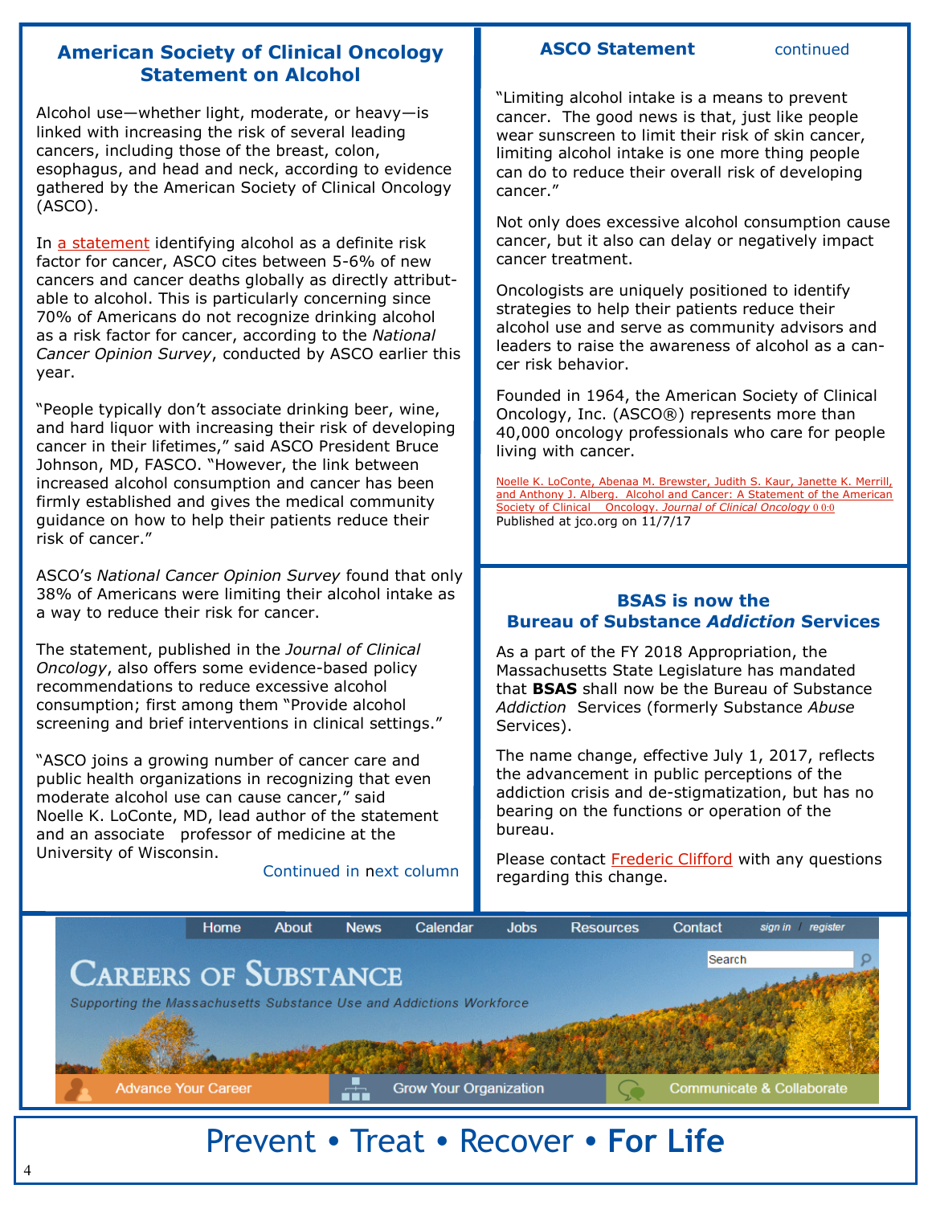## American Society of Clinical Oncology Statement on Alcohol

Alcohol use—whether light, moderate, or heavy—is linked with increasing the risk of several leading cancers, including those of the breast, colon, esophagus, and head and neck, according to evidence gathered by the American Society of Clinical Oncology (ASCO).

In a statement identifying alcohol as a definite risk factor for cancer, ASCO cites between 5-6% of new cancers and cancer deaths globally as directly attributable to alcohol. This is particularly concerning since 70% of Americans do not recognize drinking alcohol as a risk factor for cancer, according to the *National Cancer Opinion Survey*, conducted by ASCO earlier this year.

"People typically don't associate drinking beer, wine, and hard liquor with increasing their risk of developing cancer in their lifetimes," said ASCO President Bruce Johnson, MD, FASCO. "However, the link between increased alcohol consumption and cancer has been firmly established and gives the medical community guidance on how to help their patients reduce their risk of cancer."

ASCO's *National Cancer Opinion Survey* found that only 38% of Americans were limiting their alcohol intake as a way to reduce their risk for cancer.

The statement, published in the *Journal of Clinical Oncology*, also offers some evidence-based policy recommendations to reduce excessive alcohol consumption; first among them "Provide alcohol screening and brief interventions in clinical settings."

"ASCO joins a growing number of cancer care and public health organizations in recognizing that even moderate alcohol use can cause cancer," said Noelle K. LoConte, MD, lead author of the statement and an associate professor of medicine at the University of Wisconsin.

Continued in next column

### ASCO Statement continued

"Limiting alcohol intake is a means to prevent cancer. The good news is that, just like people wear sunscreen to limit their risk of skin cancer, limiting alcohol intake is one more thing people can do to reduce their overall risk of developing cancer."

Not only does excessive alcohol consumption cause cancer, but it also can delay or negatively impact cancer treatment.

Oncologists are uniquely positioned to identify strategies to help their patients reduce their alcohol use and serve as community advisors and leaders to raise the awareness of alcohol as a cancer risk behavior.

Founded in 1964, the American Society of Clinical Oncology, Inc. (ASCO®) represents more than 40,000 oncology professionals who care for people living with cancer.

Noelle K. LoConte, Abenaa M. Brewster, Judith S. Kaur, Janette K. Merrill, and Anthony J. Alberg. Alcohol and Cancer: A Statement of the American Society of Clinical Oncology. *Journal of Clinical Oncology* 0 0:0
Published at jco.org on 11/7/17

## BSAS is now the Bureau of Substance *Addiction* Services

As a part of the FY 2018 Appropriation, the Massachusetts State Legislature has mandated that **BSAS** shall now be the Bureau of Substance *Addiction* Services (formerly Substance *Abuse* Services).

The name change, effective July 1, 2017, reflects the advancement in public perceptions of the addiction crisis and de-stigmatization, but has no bearing on the functions or operation of the bureau.

Please contact Frederic Clifford with any questions regarding this change.

Home About News Calendar Jobs Resources Contact sign in / register

Search

CAREERS OF SUBSTANCE

*Supporting the Massachusetts Substance Use and Addictions Workforce*

Advance Your Career | Grow Your Organization | Communicate & Collaborate

Prevent • Treat • Recover • **For Life**